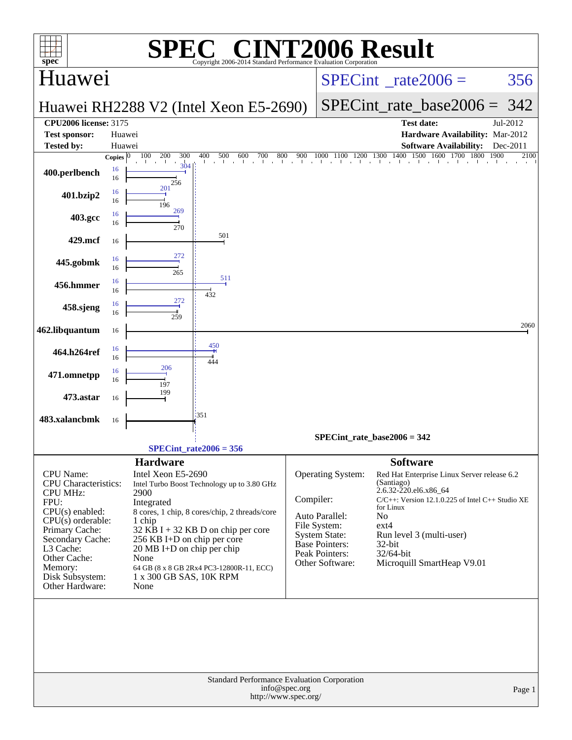# SPEC® CINT2006 Result

Copyright 2006-2014 Standard Performance Evaluation Corporation

## Huawei

**Huawei RH2288 V2 (Intel Xeon E5-2690)**

SPECint_rate2006 = 356

SPECint_rate_base2006 = 342

| | | | |
|---|---|---|---|
| **CPU2006 license:** 3175 | | **Test date:** | Jul-2012 |
| **Test sponsor:** | Huawei | **Hardware Availability:** | Mar-2012 |
| **Tested by:** | Huawei | **Software Availability:** | Dec-2011 |

| Benchmark | Copies (peak) | Peak | Copies (base) | Base |
|---|---|---|---|---|
| 400.perlbench | 16 | 304 | 16 | 256 |
| 401.bzip2 | 16 | 201 | 16 | 196 |
| 403.gcc | 16 | 269 | 16 | 270 |
| 429.mcf | | | 16 | 501 |
| 445.gobmk | 16 | 272 | 16 | 265 |
| 456.hmmer | 16 | 511 | 16 | 432 |
| 458.sjeng | 16 | 272 | 16 | 259 |
| 462.libquantum | | | 16 | 2060 |
| 464.h264ref | 16 | 450 | 16 | 444 |
| 471.omnetpp | 16 | 206 | 16 | 197 |
| 473.astar | | | 16 | 199 |
| 483.xalancbmk | | | 16 | 351 |

SPECint_rate_base2006 = 342

SPECint_rate2006 = 356

### Hardware

| | |
|---|---|
| CPU Name: | Intel Xeon E5-2690 |
| CPU Characteristics: | Intel Turbo Boost Technology up to 3.80 GHz |
| CPU MHz: | 2900 |
| FPU: | Integrated |
| CPU(s) enabled: | 8 cores, 1 chip, 8 cores/chip, 2 threads/core |
| CPU(s) orderable: | 1 chip |
| Primary Cache: | 32 KB I + 32 KB D on chip per core |
| Secondary Cache: | 256 KB I+D on chip per core |
| L3 Cache: | 20 MB I+D on chip per chip |
| Other Cache: | None |
| Memory: | 64 GB (8 x 8 GB 2Rx4 PC3-12800R-11, ECC) |
| Disk Subsystem: | 1 x 300 GB SAS, 10K RPM |
| Other Hardware: | None |

### Software

| | |
|---|---|
| Operating System: | Red Hat Enterprise Linux Server release 6.2 (Santiago) 2.6.32-220.el6.x86_64 |
| Compiler: | C/C++: Version 12.1.0.225 of Intel C++ Studio XE for Linux |
| Auto Parallel: | No |
| File System: | ext4 |
| System State: | Run level 3 (multi-user) |
| Base Pointers: | 32-bit |
| Peak Pointers: | 32/64-bit |
| Other Software: | Microquill SmartHeap V9.01 |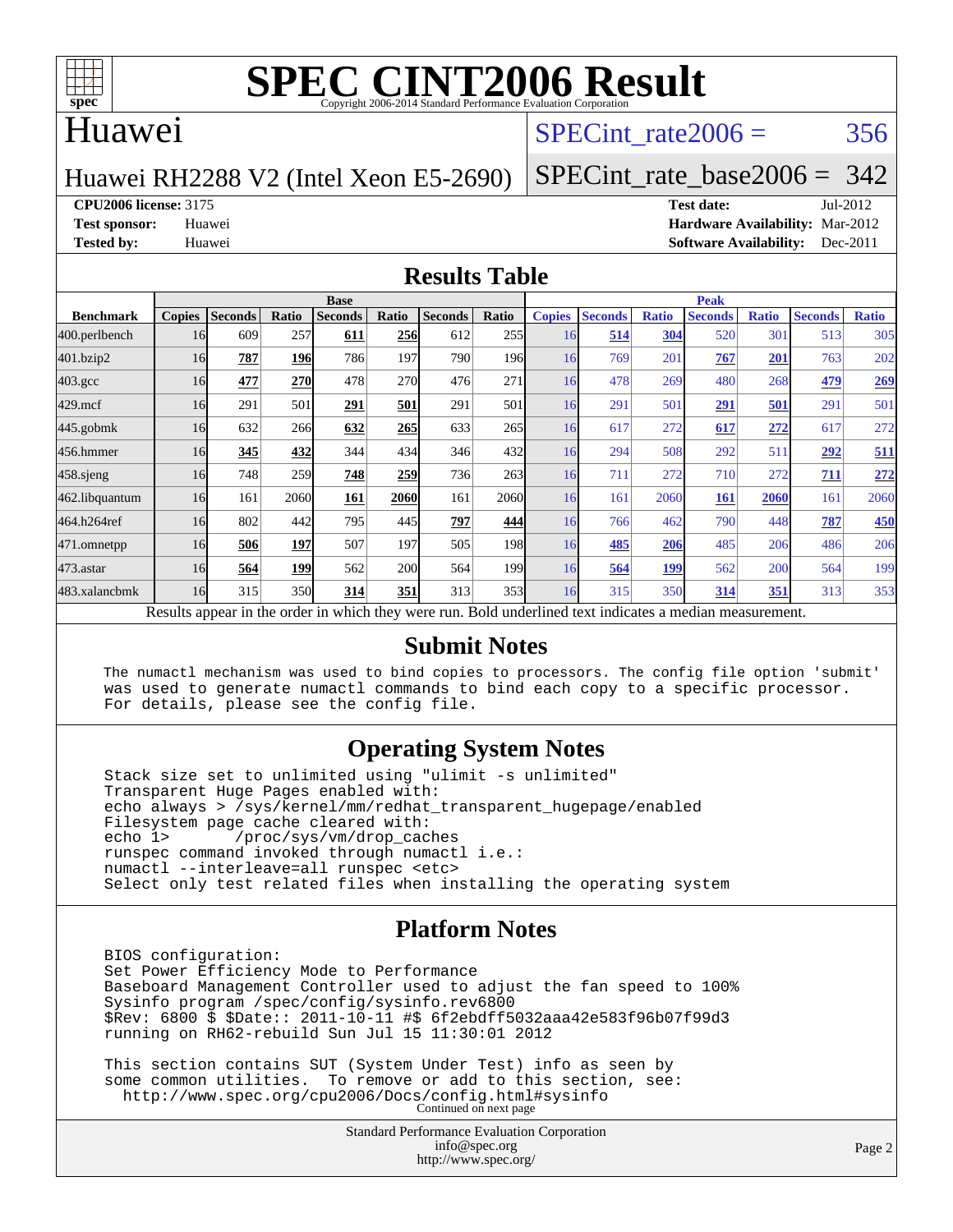# SPEC CINT2006 Result

Copyright 2006-2014 Standard Performance Evaluation Corporation

## Huawei

Huawei RH2288 V2 (Intel Xeon E5-2690)

SPECint_rate2006 = 356

SPECint_rate_base2006 = 342

**CPU2006 license:** 3175
**Test sponsor:** Huawei
**Tested by:** Huawei

**Test date:** Jul-2012
**Hardware Availability:** Mar-2012
**Software Availability:** Dec-2011

## Results Table

| Benchmark | Base | | | | | | | Peak | | | | | | |
|---|---|---|---|---|---|---|---|---|---|---|---|---|---|---|
| | Copies | Seconds | Ratio | Seconds | Ratio | Seconds | Ratio | Copies | Seconds | Ratio | Seconds | Ratio | Seconds | Ratio |
| 400.perlbench | 16 | 609 | 257 | **611** | **256** | 612 | 255 | 16 | **514** | **304** | 520 | 301 | 513 | 305 |
| 401.bzip2 | 16 | **787** | **196** | 786 | 197 | 790 | 196 | 16 | 769 | 201 | **767** | **201** | 763 | 202 |
| 403.gcc | 16 | **477** | **270** | 478 | 270 | 476 | 271 | 16 | 478 | 269 | 480 | 268 | **479** | **269** |
| 429.mcf | 16 | 291 | 501 | **291** | **501** | 291 | 501 | 16 | 291 | 501 | **291** | **501** | 291 | 501 |
| 445.gobmk | 16 | 632 | 266 | **632** | **265** | 633 | 265 | 16 | 617 | 272 | **617** | **272** | 617 | 272 |
| 456.hmmer | 16 | **345** | **432** | 344 | 434 | 346 | 432 | 16 | 294 | 508 | 292 | 511 | **292** | **511** |
| 458.sjeng | 16 | 748 | 259 | **748** | **259** | 736 | 263 | 16 | 711 | 272 | 710 | 272 | **711** | **272** |
| 462.libquantum | 16 | 161 | 2060 | **161** | **2060** | 161 | 2060 | 16 | 161 | 2060 | **161** | **2060** | 161 | 2060 |
| 464.h264ref | 16 | 802 | 442 | 795 | 445 | **797** | **444** | 16 | 766 | 462 | 790 | 448 | **787** | **450** |
| 471.omnetpp | 16 | **506** | **197** | 507 | 197 | 505 | 198 | 16 | **485** | **206** | 485 | 206 | 486 | 206 |
| 473.astar | 16 | **564** | **199** | 562 | 200 | 564 | 199 | 16 | **564** | **199** | 562 | 200 | 564 | 199 |
| 483.xalancbmk | 16 | 315 | 350 | **314** | **351** | 313 | 353 | 16 | 315 | 350 | **314** | **351** | 313 | 353 |

Results appear in the order in which they were run. Bold underlined text indicates a median measurement.

## Submit Notes

```
The numactl mechanism was used to bind copies to processors. The config file option 'submit'
was used to generate numactl commands to bind each copy to a specific processor.
For details, please see the config file.
```

## Operating System Notes

```
Stack size set to unlimited using "ulimit -s unlimited"
Transparent Huge Pages enabled with:
echo always > /sys/kernel/mm/redhat_transparent_hugepage/enabled
Filesystem page cache cleared with:
echo 1>       /proc/sys/vm/drop_caches
runspec command invoked through numactl i.e.:
numactl --interleave=all runspec <etc>
Select only test related files when installing the operating system
```

## Platform Notes

```
BIOS configuration:
Set Power Efficiency Mode to Performance
Baseboard Management Controller used to adjust the fan speed to 100%
Sysinfo program /spec/config/sysinfo.rev6800
$Rev: 6800 $ $Date:: 2011-10-11 #$ 6f2ebdff5032aaa42e583f96b07f99d3
running on RH62-rebuild Sun Jul 15 11:30:01 2012

This section contains SUT (System Under Test) info as seen by
some common utilities.  To remove or add to this section, see:
  http://www.spec.org/cpu2006/Docs/config.html#sysinfo
```

Continued on next page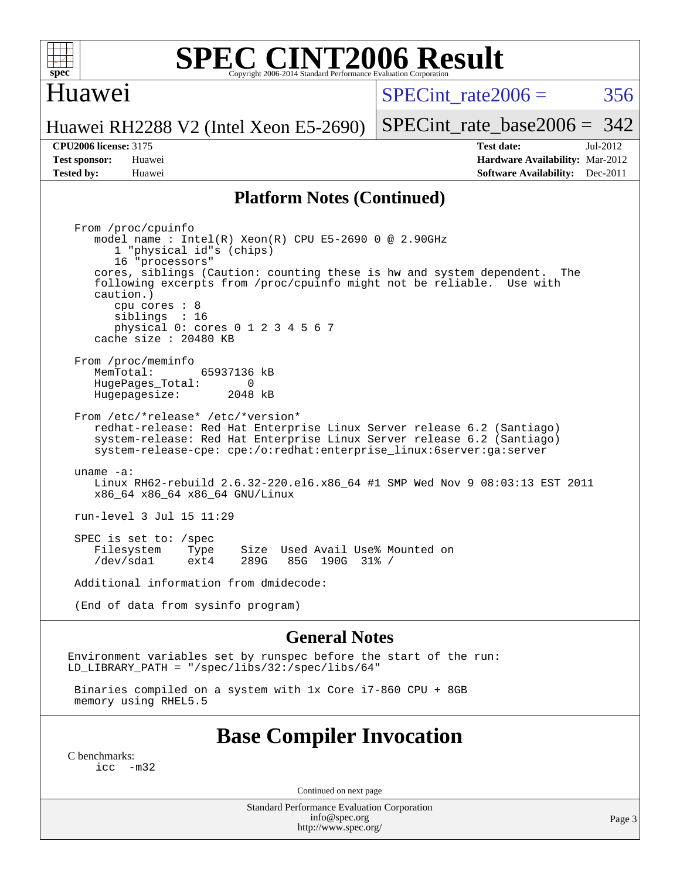# SPEC CINT2006 Result

Copyright 2006-2014 Standard Performance Evaluation Corporation

## Huawei

Huawei RH2288 V2 (Intel Xeon E5-2690)

SPECint_rate2006 = 356

SPECint_rate_base2006 = 342

| | | | |
|---|---|---|---|
| **CPU2006 license:** 3175 | | **Test date:** | Jul-2012 |
| **Test sponsor:** | Huawei | **Hardware Availability:** | Mar-2012 |
| **Tested by:** | Huawei | **Software Availability:** | Dec-2011 |

## Platform Notes (Continued)

```
From /proc/cpuinfo
   model name : Intel(R) Xeon(R) CPU E5-2690 0 @ 2.90GHz
      1 "physical id"s (chips)
      16 "processors"
   cores, siblings (Caution: counting these is hw and system dependent.  The
   following excerpts from /proc/cpuinfo might not be reliable.  Use with
   caution.)
      cpu cores : 8
      siblings  : 16
      physical 0: cores 0 1 2 3 4 5 6 7
   cache size : 20480 KB

From /proc/meminfo
   MemTotal:       65937136 kB
   HugePages_Total:       0
   Hugepagesize:       2048 kB

From /etc/*release* /etc/*version*
   redhat-release: Red Hat Enterprise Linux Server release 6.2 (Santiago)
   system-release: Red Hat Enterprise Linux Server release 6.2 (Santiago)
   system-release-cpe: cpe:/o:redhat:enterprise_linux:6server:ga:server

uname -a:
   Linux RH62-rebuild 2.6.32-220.el6.x86_64 #1 SMP Wed Nov 9 08:03:13 EST 2011
   x86_64 x86_64 x86_64 GNU/Linux

run-level 3 Jul 15 11:29

SPEC is set to: /spec
   Filesystem    Type    Size  Used Avail Use% Mounted on
   /dev/sda1     ext4    289G   85G  190G  31% /

Additional information from dmidecode:

(End of data from sysinfo program)
```

## General Notes

```
Environment variables set by runspec before the start of the run:
LD_LIBRARY_PATH = "/spec/libs/32:/spec/libs/64"

 Binaries compiled on a system with 1x Core i7-860 CPU + 8GB
 memory using RHEL5.5
```

# Base Compiler Invocation

C benchmarks:

```
icc  -m32
```

Continued on next page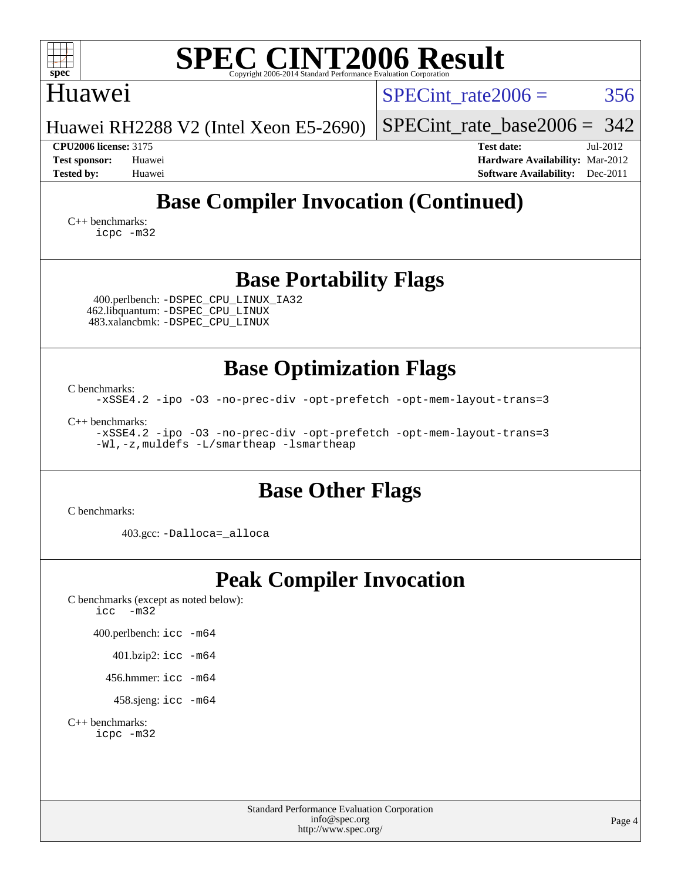# SPEC CINT2006 Result

Copyright 2006-2014 Standard Performance Evaluation Corporation

## Huawei

Huawei RH2288 V2 (Intel Xeon E5-2690)

SPECint_rate2006 = 356

SPECint_rate_base2006 = 342

**CPU2006 license:** 3175
**Test sponsor:** Huawei
**Tested by:** Huawei

**Test date:** Jul-2012
**Hardware Availability:** Mar-2012
**Software Availability:** Dec-2011

## Base Compiler Invocation (Continued)

C++ benchmarks:
```
icpc -m32
```

## Base Portability Flags

400.perlbench: `-DSPEC_CPU_LINUX_IA32`
462.libquantum: `-DSPEC_CPU_LINUX`
483.xalancbmk: `-DSPEC_CPU_LINUX`

## Base Optimization Flags

C benchmarks:
```
-xSSE4.2 -ipo -O3 -no-prec-div -opt-prefetch -opt-mem-layout-trans=3
```

C++ benchmarks:
```
-xSSE4.2 -ipo -O3 -no-prec-div -opt-prefetch -opt-mem-layout-trans=3
-Wl,-z,muldefs -L/smartheap -lsmartheap
```

## Base Other Flags

C benchmarks:

403.gcc: `-Dalloca=_alloca`

## Peak Compiler Invocation

C benchmarks (except as noted below):
```
icc   -m32
```

400.perlbench: `icc -m64`

401.bzip2: `icc -m64`

456.hmmer: `icc -m64`

458.sjeng: `icc -m64`

C++ benchmarks:
```
icpc -m32
```

Standard Performance Evaluation Corporation
info@spec.org
http://www.spec.org/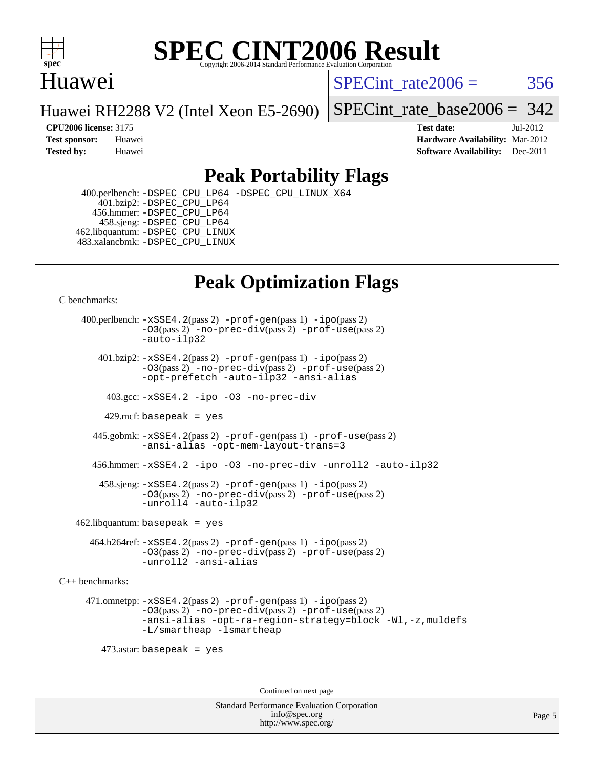# SPEC CINT2006 Result

Copyright 2006-2014 Standard Performance Evaluation Corporation

## Huawei

Huawei RH2288 V2 (Intel Xeon E5-2690)

SPECint_rate2006 = 356

SPECint_rate_base2006 = 342

| | | | |
|---|---|---|---|
| **CPU2006 license:** | 3175 | **Test date:** | Jul-2012 |
| **Test sponsor:** | Huawei | **Hardware Availability:** | Mar-2012 |
| **Tested by:** | Huawei | **Software Availability:** | Dec-2011 |

## Peak Portability Flags

400.perlbench: `-DSPEC_CPU_LP64 -DSPEC_CPU_LINUX_X64`
401.bzip2: `-DSPEC_CPU_LP64`
456.hmmer: `-DSPEC_CPU_LP64`
458.sjeng: `-DSPEC_CPU_LP64`
462.libquantum: `-DSPEC_CPU_LINUX`
483.xalancbmk: `-DSPEC_CPU_LINUX`

## Peak Optimization Flags

C benchmarks:

400.perlbench: `-xSSE4.2`(pass 2) `-prof-gen`(pass 1) `-ipo`(pass 2) `-O3`(pass 2) `-no-prec-div`(pass 2) `-prof-use`(pass 2) `-auto-ilp32`

401.bzip2: `-xSSE4.2`(pass 2) `-prof-gen`(pass 1) `-ipo`(pass 2) `-O3`(pass 2) `-no-prec-div`(pass 2) `-prof-use`(pass 2) `-opt-prefetch -auto-ilp32 -ansi-alias`

403.gcc: `-xSSE4.2 -ipo -O3 -no-prec-div`

429.mcf: `basepeak = yes`

445.gobmk: `-xSSE4.2`(pass 2) `-prof-gen`(pass 1) `-prof-use`(pass 2) `-ansi-alias -opt-mem-layout-trans=3`

456.hmmer: `-xSSE4.2 -ipo -O3 -no-prec-div -unroll2 -auto-ilp32`

458.sjeng: `-xSSE4.2`(pass 2) `-prof-gen`(pass 1) `-ipo`(pass 2) `-O3`(pass 2) `-no-prec-div`(pass 2) `-prof-use`(pass 2) `-unroll4 -auto-ilp32`

462.libquantum: `basepeak = yes`

464.h264ref: `-xSSE4.2`(pass 2) `-prof-gen`(pass 1) `-ipo`(pass 2) `-O3`(pass 2) `-no-prec-div`(pass 2) `-prof-use`(pass 2) `-unroll2 -ansi-alias`

C++ benchmarks:

471.omnetpp: `-xSSE4.2`(pass 2) `-prof-gen`(pass 1) `-ipo`(pass 2) `-O3`(pass 2) `-no-prec-div`(pass 2) `-prof-use`(pass 2) `-ansi-alias -opt-ra-region-strategy=block -Wl,-z,muldefs -L/smartheap -lsmartheap`

473.astar: `basepeak = yes`

Continued on next page

Standard Performance Evaluation Corporation
info@spec.org
http://www.spec.org/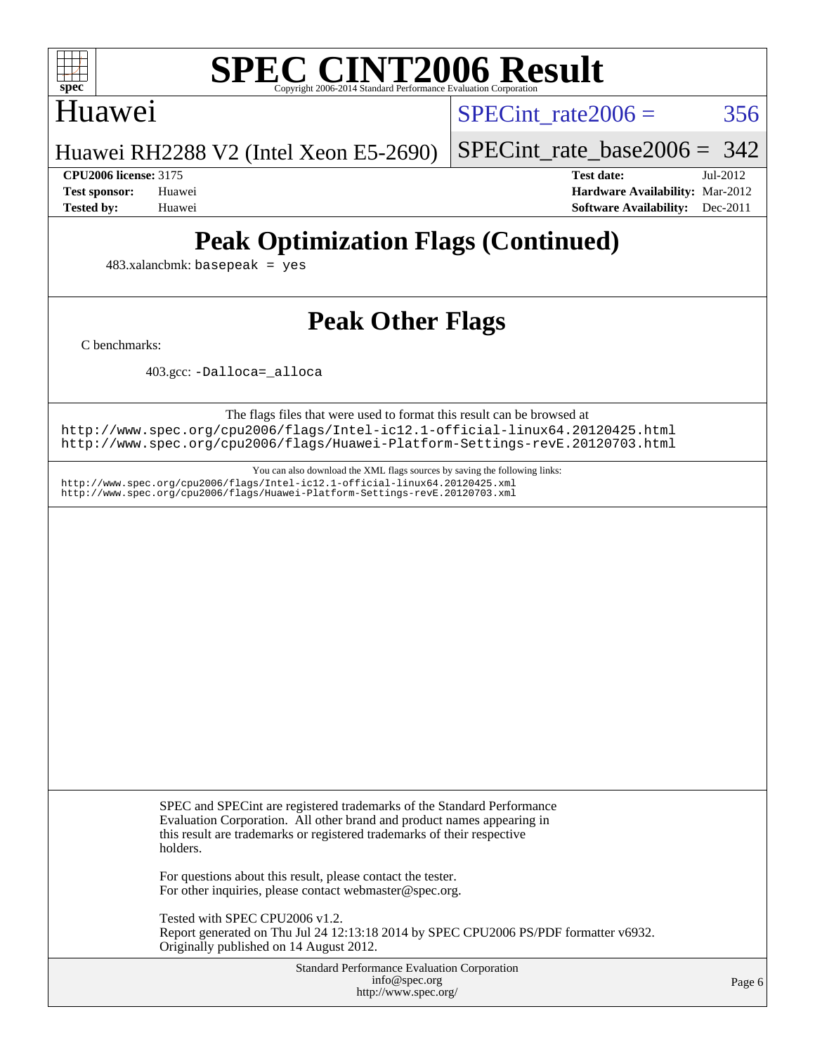# Peak Optimization Flags (Continued)

483.xalancbmk: basepeak = yes

# Peak Other Flags

C benchmarks:

403.gcc: -Dalloca=_alloca

The flags files that were used to format this result can be browsed at
http://www.spec.org/cpu2006/flags/Intel-ic12.1-official-linux64.20120425.html
http://www.spec.org/cpu2006/flags/Huawei-Platform-Settings-revE.20120703.html

You can also download the XML flags sources by saving the following links:
http://www.spec.org/cpu2006/flags/Intel-ic12.1-official-linux64.20120425.xml
http://www.spec.org/cpu2006/flags/Huawei-Platform-Settings-revE.20120703.xml

SPEC and SPECint are registered trademarks of the Standard Performance Evaluation Corporation. All other brand and product names appearing in this result are trademarks or registered trademarks of their respective holders.

For questions about this result, please contact the tester.
For other inquiries, please contact webmaster@spec.org.

Tested with SPEC CPU2006 v1.2.
Report generated on Thu Jul 24 12:13:18 2014 by SPEC CPU2006 PS/PDF formatter v6932.
Originally published on 14 August 2012.